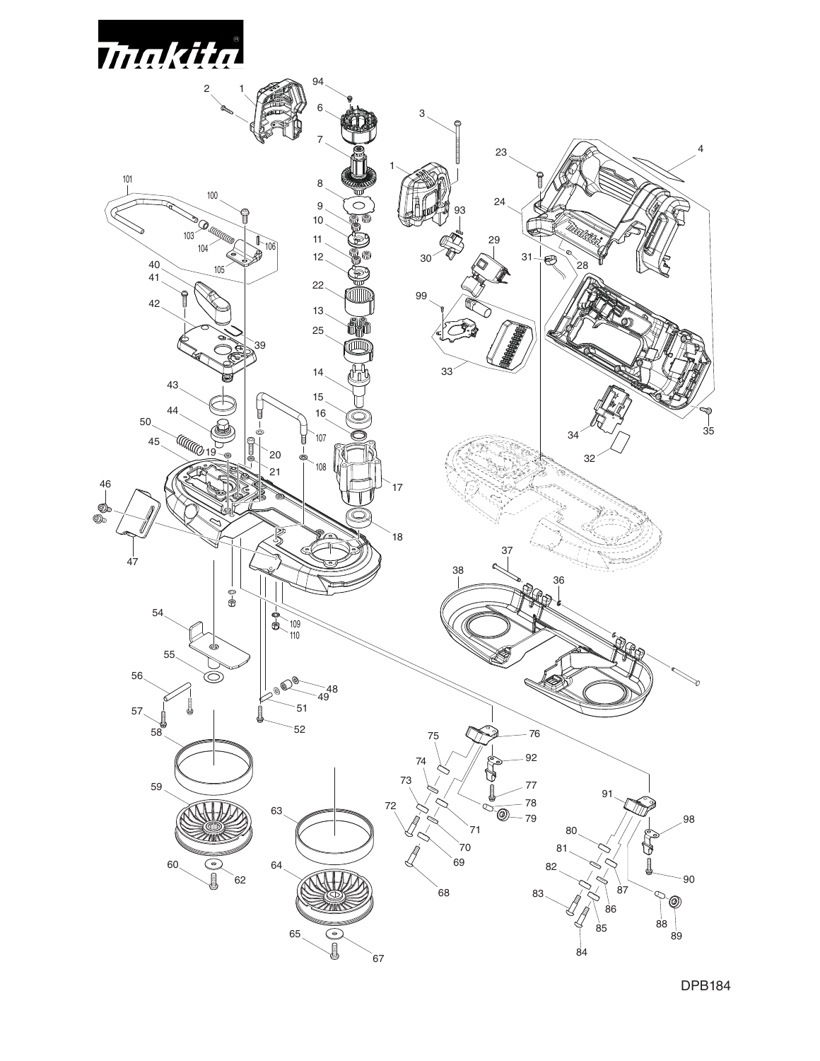DPB184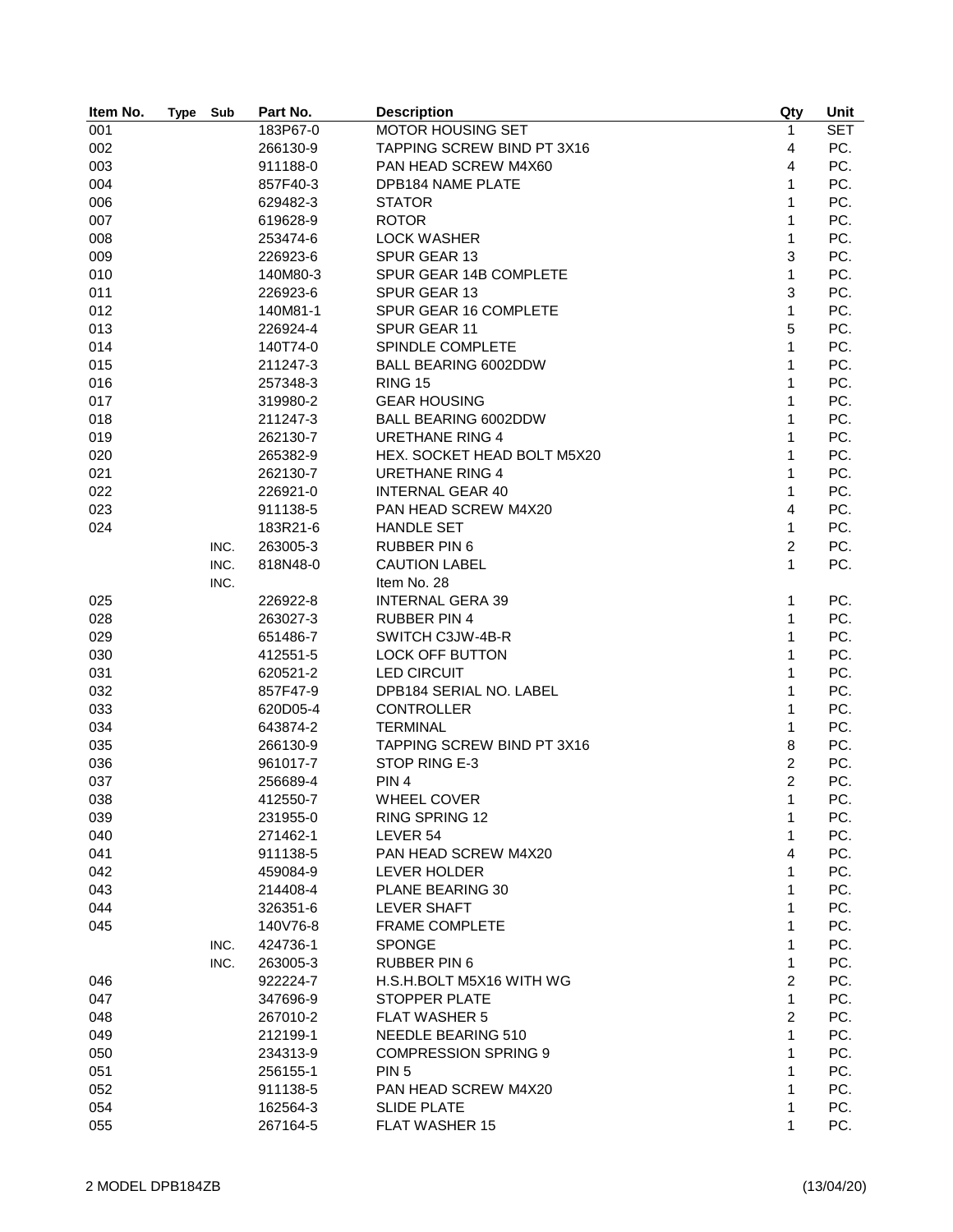| Item No. | Type | Sub | Part No. | Description | Qty | Unit |
|---|---|---|---|---|---|---|
| 001 | | | 183P67-0 | MOTOR HOUSING SET | 1 | SET |
| 002 | | | 266130-9 | TAPPING SCREW BIND PT 3X16 | 4 | PC. |
| 003 | | | 911188-0 | PAN HEAD SCREW M4X60 | 4 | PC. |
| 004 | | | 857F40-3 | DPB184 NAME PLATE | 1 | PC. |
| 006 | | | 629482-3 | STATOR | 1 | PC. |
| 007 | | | 619628-9 | ROTOR | 1 | PC. |
| 008 | | | 253474-6 | LOCK WASHER | 1 | PC. |
| 009 | | | 226923-6 | SPUR GEAR 13 | 3 | PC. |
| 010 | | | 140M80-3 | SPUR GEAR 14B COMPLETE | 1 | PC. |
| 011 | | | 226923-6 | SPUR GEAR 13 | 3 | PC. |
| 012 | | | 140M81-1 | SPUR GEAR 16 COMPLETE | 1 | PC. |
| 013 | | | 226924-4 | SPUR GEAR 11 | 5 | PC. |
| 014 | | | 140T74-0 | SPINDLE COMPLETE | 1 | PC. |
| 015 | | | 211247-3 | BALL BEARING 6002DDW | 1 | PC. |
| 016 | | | 257348-3 | RING 15 | 1 | PC. |
| 017 | | | 319980-2 | GEAR HOUSING | 1 | PC. |
| 018 | | | 211247-3 | BALL BEARING 6002DDW | 1 | PC. |
| 019 | | | 262130-7 | URETHANE RING 4 | 1 | PC. |
| 020 | | | 265382-9 | HEX. SOCKET HEAD BOLT M5X20 | 1 | PC. |
| 021 | | | 262130-7 | URETHANE RING 4 | 1 | PC. |
| 022 | | | 226921-0 | INTERNAL GEAR 40 | 1 | PC. |
| 023 | | | 911138-5 | PAN HEAD SCREW M4X20 | 4 | PC. |
| 024 | | | 183R21-6 | HANDLE SET | 1 | PC. |
| | | INC. | 263005-3 | RUBBER PIN 6 | 2 | PC. |
| | | INC. | 818N48-0 | CAUTION LABEL | 1 | PC. |
| | | INC. | | Item No. 28 | | |
| 025 | | | 226922-8 | INTERNAL GERA 39 | 1 | PC. |
| 028 | | | 263027-3 | RUBBER PIN 4 | 1 | PC. |
| 029 | | | 651486-7 | SWITCH C3JW-4B-R | 1 | PC. |
| 030 | | | 412551-5 | LOCK OFF BUTTON | 1 | PC. |
| 031 | | | 620521-2 | LED CIRCUIT | 1 | PC. |
| 032 | | | 857F47-9 | DPB184 SERIAL NO. LABEL | 1 | PC. |
| 033 | | | 620D05-4 | CONTROLLER | 1 | PC. |
| 034 | | | 643874-2 | TERMINAL | 1 | PC. |
| 035 | | | 266130-9 | TAPPING SCREW BIND PT 3X16 | 8 | PC. |
| 036 | | | 961017-7 | STOP RING E-3 | 2 | PC. |
| 037 | | | 256689-4 | PIN 4 | 2 | PC. |
| 038 | | | 412550-7 | WHEEL COVER | 1 | PC. |
| 039 | | | 231955-0 | RING SPRING 12 | 1 | PC. |
| 040 | | | 271462-1 | LEVER 54 | 1 | PC. |
| 041 | | | 911138-5 | PAN HEAD SCREW M4X20 | 4 | PC. |
| 042 | | | 459084-9 | LEVER HOLDER | 1 | PC. |
| 043 | | | 214408-4 | PLANE BEARING 30 | 1 | PC. |
| 044 | | | 326351-6 | LEVER SHAFT | 1 | PC. |
| 045 | | | 140V76-8 | FRAME COMPLETE | 1 | PC. |
| | | INC. | 424736-1 | SPONGE | 1 | PC. |
| | | INC. | 263005-3 | RUBBER PIN 6 | 1 | PC. |
| 046 | | | 922224-7 | H.S.H.BOLT M5X16 WITH WG | 2 | PC. |
| 047 | | | 347696-9 | STOPPER PLATE | 1 | PC. |
| 048 | | | 267010-2 | FLAT WASHER 5 | 2 | PC. |
| 049 | | | 212199-1 | NEEDLE BEARING 510 | 1 | PC. |
| 050 | | | 234313-9 | COMPRESSION SPRING 9 | 1 | PC. |
| 051 | | | 256155-1 | PIN 5 | 1 | PC. |
| 052 | | | 911138-5 | PAN HEAD SCREW M4X20 | 1 | PC. |
| 054 | | | 162564-3 | SLIDE PLATE | 1 | PC. |
| 055 | | | 267164-5 | FLAT WASHER 15 | 1 | PC. |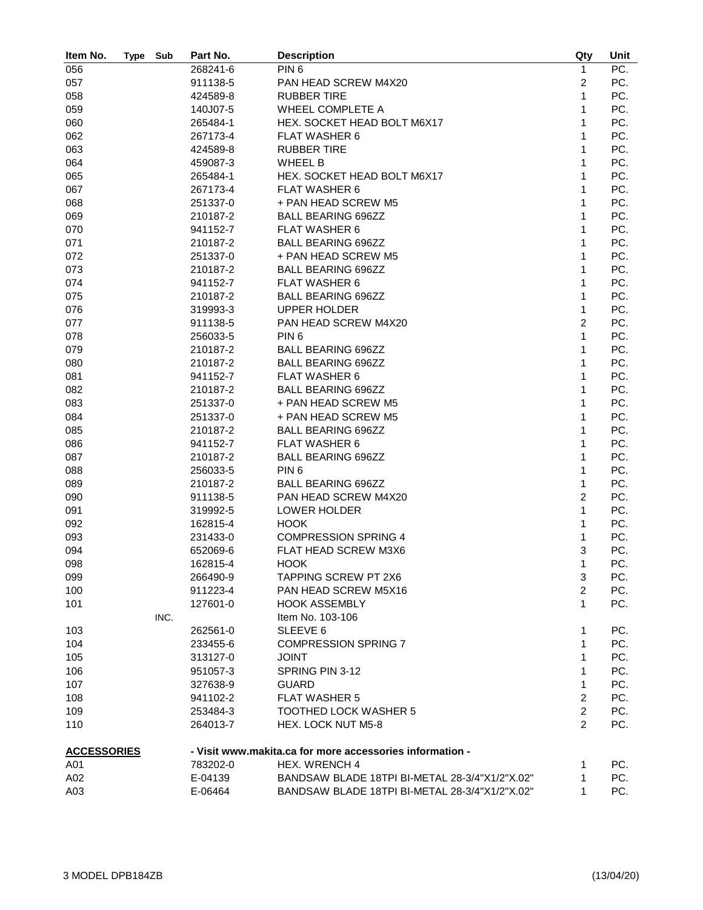| Item No. | Type | Sub | Part No. | Description | Qty | Unit |
|---|---|---|---|---|---|---|
| 056 | | | 268241-6 | PIN 6 | 1 | PC. |
| 057 | | | 911138-5 | PAN HEAD SCREW M4X20 | 2 | PC. |
| 058 | | | 424589-8 | RUBBER TIRE | 1 | PC. |
| 059 | | | 140J07-5 | WHEEL COMPLETE A | 1 | PC. |
| 060 | | | 265484-1 | HEX. SOCKET HEAD BOLT M6X17 | 1 | PC. |
| 062 | | | 267173-4 | FLAT WASHER 6 | 1 | PC. |
| 063 | | | 424589-8 | RUBBER TIRE | 1 | PC. |
| 064 | | | 459087-3 | WHEEL B | 1 | PC. |
| 065 | | | 265484-1 | HEX. SOCKET HEAD BOLT M6X17 | 1 | PC. |
| 067 | | | 267173-4 | FLAT WASHER 6 | 1 | PC. |
| 068 | | | 251337-0 | + PAN HEAD SCREW M5 | 1 | PC. |
| 069 | | | 210187-2 | BALL BEARING 696ZZ | 1 | PC. |
| 070 | | | 941152-7 | FLAT WASHER 6 | 1 | PC. |
| 071 | | | 210187-2 | BALL BEARING 696ZZ | 1 | PC. |
| 072 | | | 251337-0 | + PAN HEAD SCREW M5 | 1 | PC. |
| 073 | | | 210187-2 | BALL BEARING 696ZZ | 1 | PC. |
| 074 | | | 941152-7 | FLAT WASHER 6 | 1 | PC. |
| 075 | | | 210187-2 | BALL BEARING 696ZZ | 1 | PC. |
| 076 | | | 319993-3 | UPPER HOLDER | 1 | PC. |
| 077 | | | 911138-5 | PAN HEAD SCREW M4X20 | 2 | PC. |
| 078 | | | 256033-5 | PIN 6 | 1 | PC. |
| 079 | | | 210187-2 | BALL BEARING 696ZZ | 1 | PC. |
| 080 | | | 210187-2 | BALL BEARING 696ZZ | 1 | PC. |
| 081 | | | 941152-7 | FLAT WASHER 6 | 1 | PC. |
| 082 | | | 210187-2 | BALL BEARING 696ZZ | 1 | PC. |
| 083 | | | 251337-0 | + PAN HEAD SCREW M5 | 1 | PC. |
| 084 | | | 251337-0 | + PAN HEAD SCREW M5 | 1 | PC. |
| 085 | | | 210187-2 | BALL BEARING 696ZZ | 1 | PC. |
| 086 | | | 941152-7 | FLAT WASHER 6 | 1 | PC. |
| 087 | | | 210187-2 | BALL BEARING 696ZZ | 1 | PC. |
| 088 | | | 256033-5 | PIN 6 | 1 | PC. |
| 089 | | | 210187-2 | BALL BEARING 696ZZ | 1 | PC. |
| 090 | | | 911138-5 | PAN HEAD SCREW M4X20 | 2 | PC. |
| 091 | | | 319992-5 | LOWER HOLDER | 1 | PC. |
| 092 | | | 162815-4 | HOOK | 1 | PC. |
| 093 | | | 231433-0 | COMPRESSION SPRING 4 | 1 | PC. |
| 094 | | | 652069-6 | FLAT HEAD SCREW M3X6 | 3 | PC. |
| 098 | | | 162815-4 | HOOK | 1 | PC. |
| 099 | | | 266490-9 | TAPPING SCREW PT 2X6 | 3 | PC. |
| 100 | | | 911223-4 | PAN HEAD SCREW M5X16 | 2 | PC. |
| 101 | | | 127601-0 | HOOK ASSEMBLY | 1 | PC. |
| | | INC. | | Item No. 103-106 | | |
| 103 | | | 262561-0 | SLEEVE 6 | 1 | PC. |
| 104 | | | 233455-6 | COMPRESSION SPRING 7 | 1 | PC. |
| 105 | | | 313127-0 | JOINT | 1 | PC. |
| 106 | | | 951057-3 | SPRING PIN 3-12 | 1 | PC. |
| 107 | | | 327638-9 | GUARD | 1 | PC. |
| 108 | | | 941102-2 | FLAT WASHER 5 | 2 | PC. |
| 109 | | | 253484-3 | TOOTHED LOCK WASHER 5 | 2 | PC. |
| 110 | | | 264013-7 | HEX. LOCK NUT M5-8 | 2 | PC. |

**ACCESSORIES** - Visit www.makita.ca for more accessories information -

| Item No. | Type | Sub | Part No. | Description | Qty | Unit |
|---|---|---|---|---|---|---|
| A01 | | | 783202-0 | HEX. WRENCH 4 | 1 | PC. |
| A02 | | | E-04139 | BANDSAW BLADE 18TPI BI-METAL 28-3/4"X1/2"X.02" | 1 | PC. |
| A03 | | | E-06464 | BANDSAW BLADE 18TPI BI-METAL 28-3/4"X1/2"X.02" | 1 | PC. |

3 MODEL DPB184ZB (13/04/20)